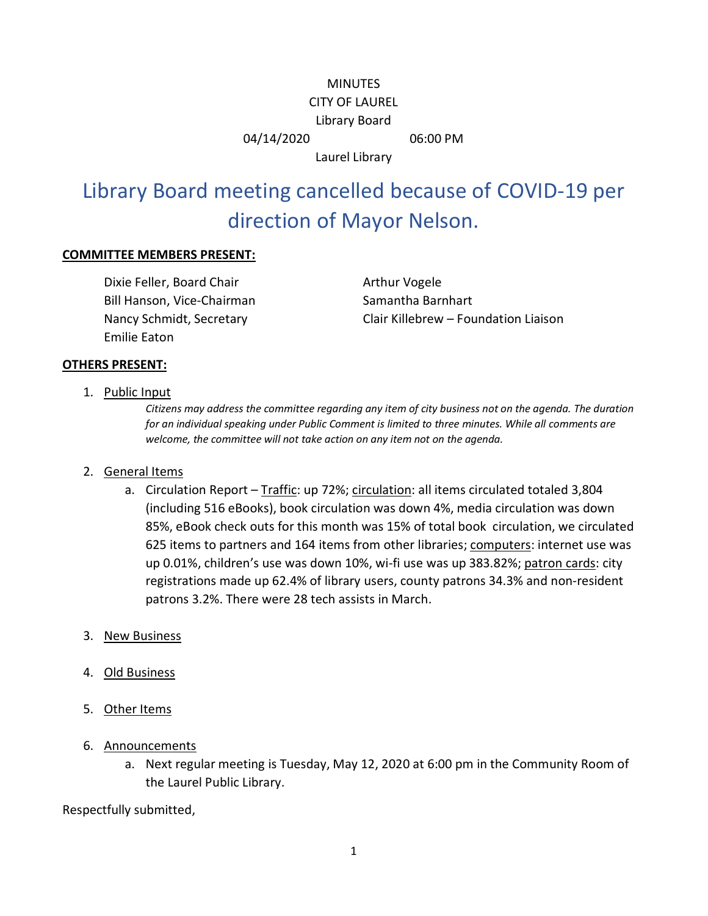MINUTES

CITY OF LAUREL

Library Board

04/14/2020 06:00 PM

Laurel Library

# Library Board meeting cancelled because of COVID-19 per direction of Mayor Nelson.

**COMMITTEE MEMBERS PRESENT:**

Dixie Feller, Board Chair
Bill Hanson, Vice-Chairman
Nancy Schmidt, Secretary
Emilie Eaton
Arthur Vogele
Samantha Barnhart
Clair Killebrew – Foundation Liaison

**OTHERS PRESENT:**

1. Public Input

   *Citizens may address the committee regarding any item of city business not on the agenda. The duration for an individual speaking under Public Comment is limited to three minutes. While all comments are welcome, the committee will not take action on any item not on the agenda.*

2. General Items
   a. Circulation Report – Traffic: up 72%; circulation: all items circulated totaled 3,804 (including 516 eBooks), book circulation was down 4%, media circulation was down 85%, eBook check outs for this month was 15% of total book circulation, we circulated 625 items to partners and 164 items from other libraries; computers: internet use was up 0.01%, children's use was down 10%, wi-fi use was up 383.82%; patron cards: city registrations made up 62.4% of library users, county patrons 34.3% and non-resident patrons 3.2%. There were 28 tech assists in March.

3. New Business

4. Old Business

5. Other Items

6. Announcements
   a. Next regular meeting is Tuesday, May 12, 2020 at 6:00 pm in the Community Room of the Laurel Public Library.

Respectfully submitted,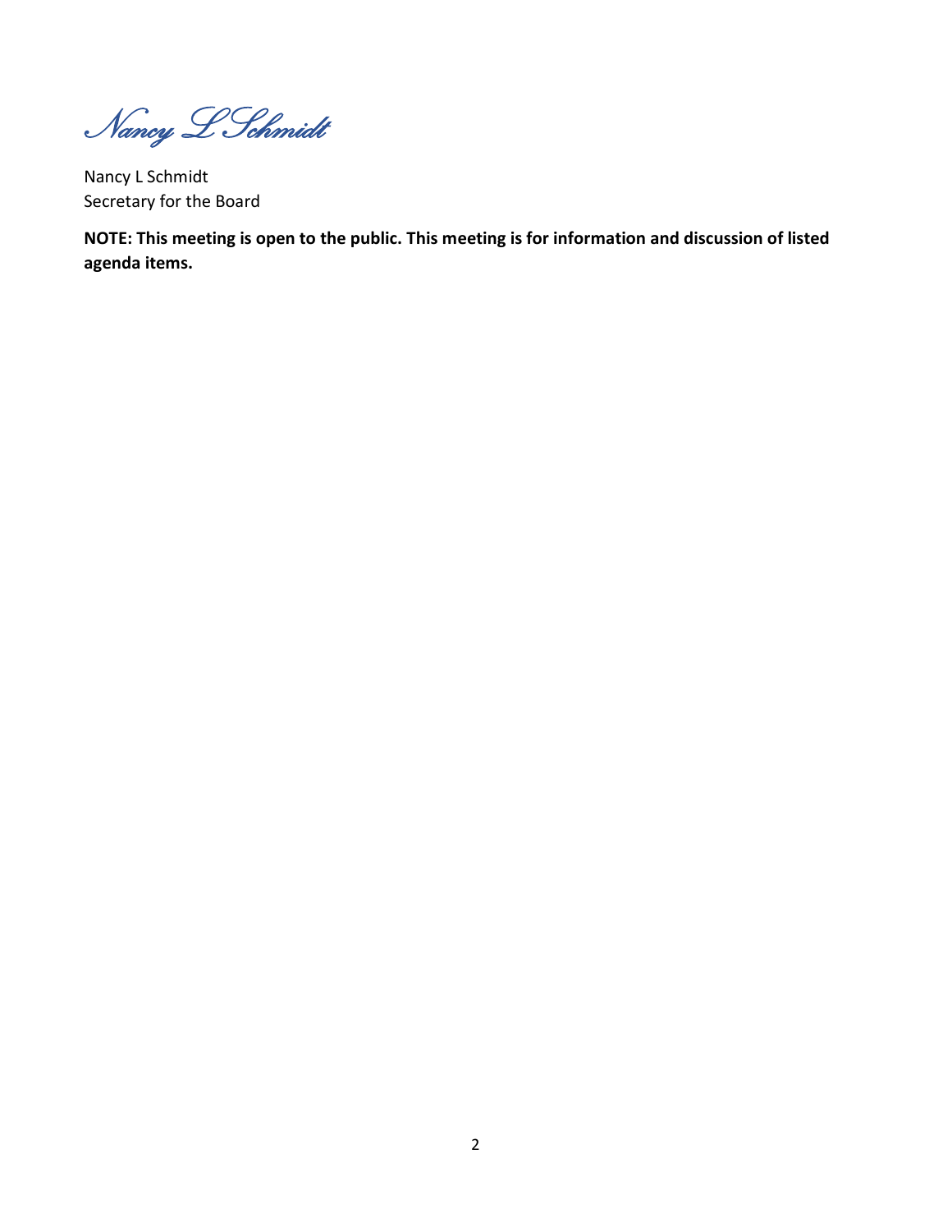*Nancy L Schmidt*

Nancy L Schmidt
Secretary for the Board

**NOTE: This meeting is open to the public. This meeting is for information and discussion of listed agenda items.**